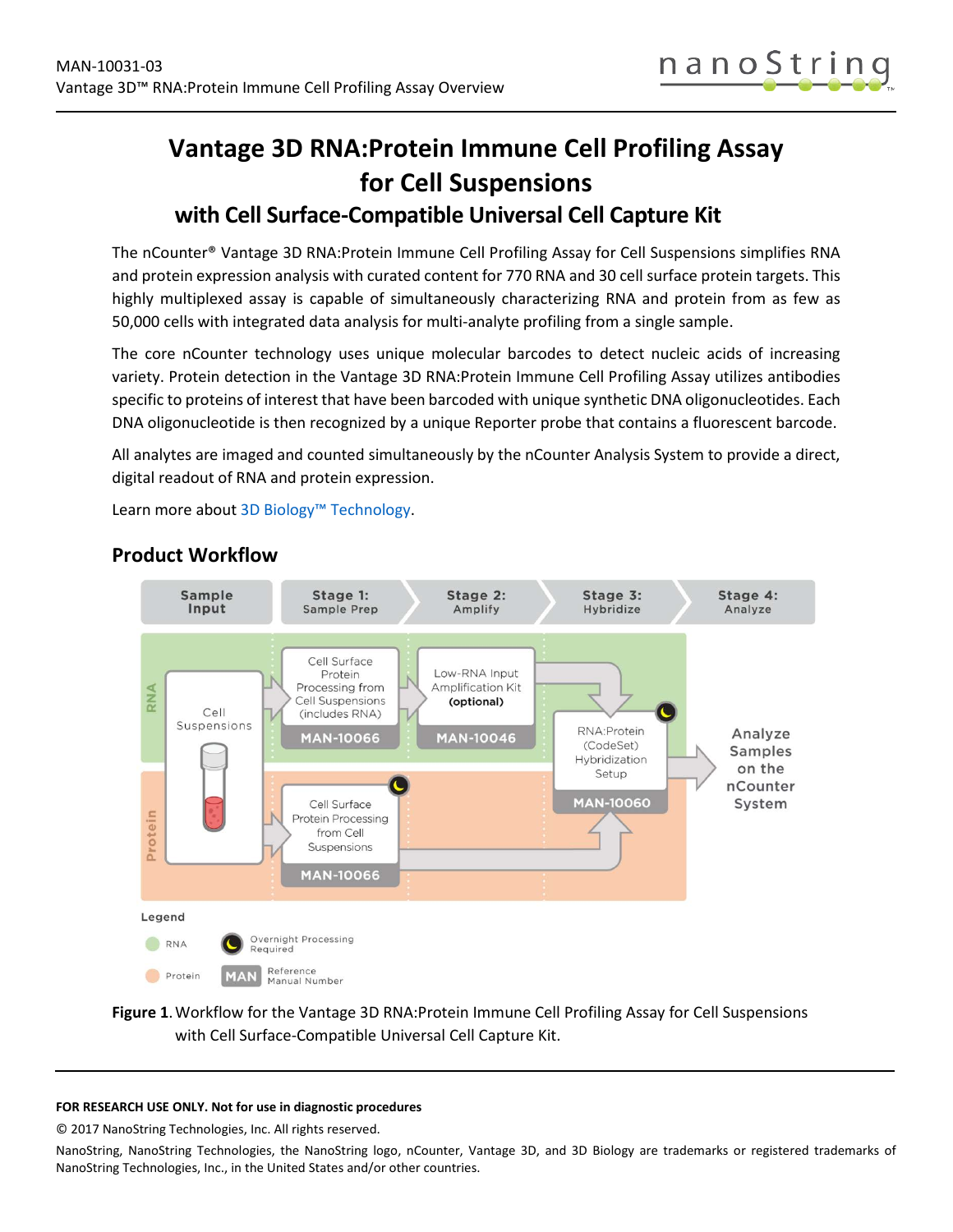# Vantage 3D RNA:Protein Immune Cell Profiling Assay for Cell Suspensions

## with Cell Surface-Compatible Universal Cell Capture Kit

The nCounter® Vantage 3D RNA:Protein Immune Cell Profiling Assay for Cell Suspensions simplifies RNA and protein expression analysis with curated content for 770 RNA and 30 cell surface protein targets. This highly multiplexed assay is capable of simultaneously characterizing RNA and protein from as few as 50,000 cells with integrated data analysis for multi-analyte profiling from a single sample.

The core nCounter technology uses unique molecular barcodes to detect nucleic acids of increasing variety. Protein detection in the Vantage 3D RNA:Protein Immune Cell Profiling Assay utilizes antibodies specific to proteins of interest that have been barcoded with unique synthetic DNA oligonucleotides. Each DNA oligonucleotide is then recognized by a unique Reporter probe that contains a fluorescent barcode.

All analytes are imaged and counted simultaneously by the nCounter Analysis System to provide a direct, digital readout of RNA and protein expression.

Learn more about 3D Biology™ Technology.

## Product Workflow

| Sample Input | Stage 1: Sample Prep | Stage 2: Amplify | Stage 3: Hybridize | Stage 4: Analyze |
|---|---|---|---|---|
| Cell Suspensions | **RNA:** Cell Surface Protein Processing from Cell Suspensions (includes RNA) — MAN-10066 | **RNA:** Low-RNA Input Amplification Kit (optional) — MAN-10046 | RNA:Protein (CodeSet) Hybridization Setup — MAN-10060 (Overnight Processing Required) | Analyze Samples on the nCounter System |
| | **Protein:** Cell Surface Protein Processing from Cell Suspensions — MAN-10066 (Overnight Processing Required) | | | |

Legend: RNA; Protein; Overnight Processing Required; MAN = Reference Manual Number

**Figure 1.** Workflow for the Vantage 3D RNA:Protein Immune Cell Profiling Assay for Cell Suspensions with Cell Surface-Compatible Universal Cell Capture Kit.

---

**FOR RESEARCH USE ONLY. Not for use in diagnostic procedures**

© 2017 NanoString Technologies, Inc. All rights reserved.

NanoString, NanoString Technologies, the NanoString logo, nCounter, Vantage 3D, and 3D Biology are trademarks or registered trademarks of NanoString Technologies, Inc., in the United States and/or other countries.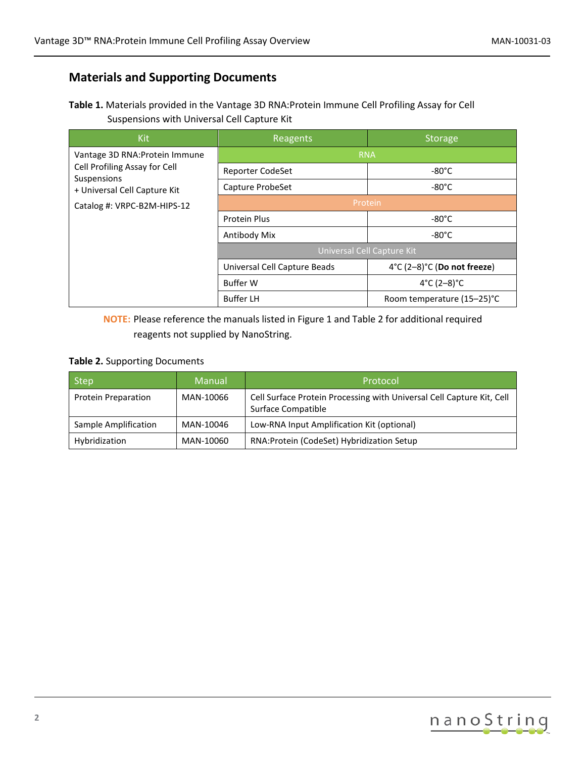## Materials and Supporting Documents

**Table 1.** Materials provided in the Vantage 3D RNA:Protein Immune Cell Profiling Assay for Cell Suspensions with Universal Cell Capture Kit

| Kit | Reagents | Storage |
|---|---|---|
| Vantage 3D RNA:Protein Immune Cell Profiling Assay for Cell Suspensions + Universal Cell Capture Kit<br>Catalog #: VRPC-B2M-HIPS-12 | RNA | |
| | Reporter CodeSet | -80°C |
| | Capture ProbeSet | -80°C |
| | Protein | |
| | Protein Plus | -80°C |
| | Antibody Mix | -80°C |
| | Universal Cell Capture Kit | |
| | Universal Cell Capture Beads | 4°C (2–8)°C (**Do not freeze**) |
| | Buffer W | 4°C (2–8)°C |
| | Buffer LH | Room temperature (15–25)°C |

**NOTE:** Please reference the manuals listed in Figure 1 and Table 2 for additional required reagents not supplied by NanoString.

**Table 2.** Supporting Documents

| Step | Manual | Protocol |
|---|---|---|
| Protein Preparation | MAN-10066 | Cell Surface Protein Processing with Universal Cell Capture Kit, Cell Surface Compatible |
| Sample Amplification | MAN-10046 | Low-RNA Input Amplification Kit (optional) |
| Hybridization | MAN-10060 | RNA:Protein (CodeSet) Hybridization Setup |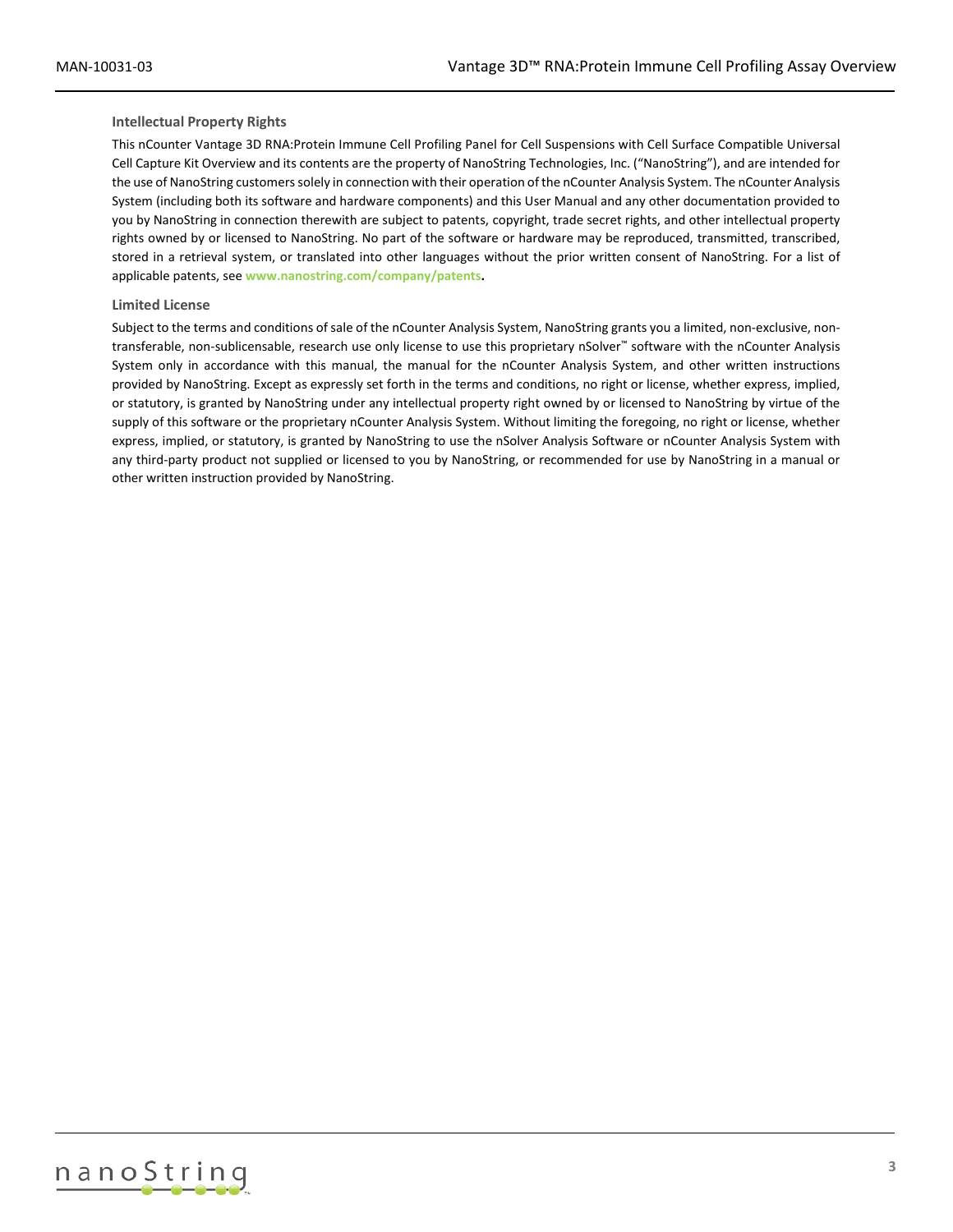### Intellectual Property Rights

This nCounter Vantage 3D RNA:Protein Immune Cell Profiling Panel for Cell Suspensions with Cell Surface Compatible Universal Cell Capture Kit Overview and its contents are the property of NanoString Technologies, Inc. ("NanoString"), and are intended for the use of NanoString customers solely in connection with their operation of the nCounter Analysis System. The nCounter Analysis System (including both its software and hardware components) and this User Manual and any other documentation provided to you by NanoString in connection therewith are subject to patents, copyright, trade secret rights, and other intellectual property rights owned by or licensed to NanoString. No part of the software or hardware may be reproduced, transmitted, transcribed, stored in a retrieval system, or translated into other languages without the prior written consent of NanoString. For a list of applicable patents, see **www.nanostring.com/company/patents.**

### Limited License

Subject to the terms and conditions of sale of the nCounter Analysis System, NanoString grants you a limited, non-exclusive, non-transferable, non-sublicensable, research use only license to use this proprietary nSolver™ software with the nCounter Analysis System only in accordance with this manual, the manual for the nCounter Analysis System, and other written instructions provided by NanoString. Except as expressly set forth in the terms and conditions, no right or license, whether express, implied, or statutory, is granted by NanoString under any intellectual property right owned by or licensed to NanoString by virtue of the supply of this software or the proprietary nCounter Analysis System. Without limiting the foregoing, no right or license, whether express, implied, or statutory, is granted by NanoString to use the nSolver Analysis Software or nCounter Analysis System with any third-party product not supplied or licensed to you by NanoString, or recommended for use by NanoString in a manual or other written instruction provided by NanoString.